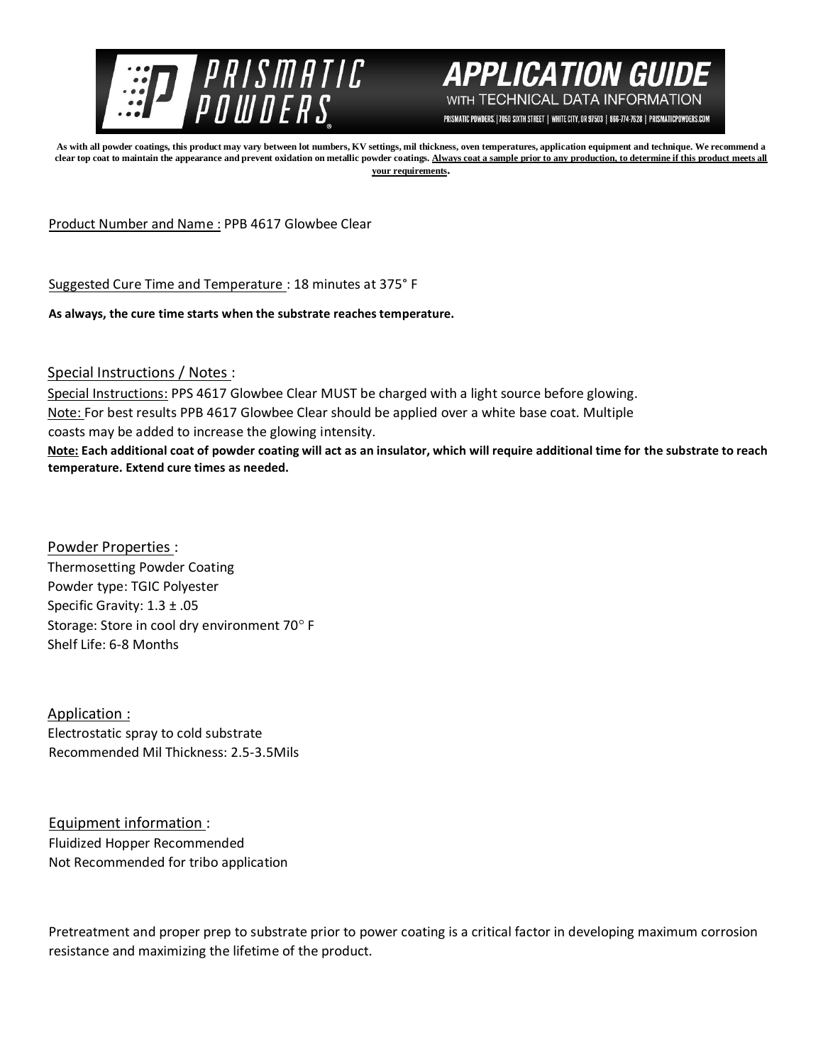# PRISMATIC POWDERS

## APPLICATION GUIDE
WITH TECHNICAL DATA INFORMATION

PRISMATIC POWDERS. | 7050 SIXTH STREET | WHITE CITY, OR 97503 | 866-774-7628 | PRISMATICPOWDERS.COM

**As with all powder coatings, this product may vary between lot numbers, KV settings, mil thickness, oven temperatures, application equipment and technique. We recommend a clear top coat to maintain the appearance and prevent oxidation on metallic powder coatings. Always coat a sample prior to any production, to determine if this product meets all your requirements.**

Product Number and Name : PPB 4617 Glowbee Clear

Suggested Cure Time and Temperature : 18 minutes at 375° F

**As always, the cure time starts when the substrate reaches temperature.**

Special Instructions / Notes :

Special Instructions: PPS 4617 Glowbee Clear MUST be charged with a light source before glowing.

Note: For best results PPB 4617 Glowbee Clear should be applied over a white base coat. Multiple coasts may be added to increase the glowing intensity.

**Note: Each additional coat of powder coating will act as an insulator, which will require additional time for the substrate to reach temperature. Extend cure times as needed.**

Powder Properties :

Thermosetting Powder Coating

Powder type: TGIC Polyester

Specific Gravity: 1.3 ± .05

Storage: Store in cool dry environment 70° F

Shelf Life: 6-8 Months

Application :

Electrostatic spray to cold substrate

Recommended Mil Thickness: 2.5-3.5Mils

Equipment information :

Fluidized Hopper Recommended

Not Recommended for tribo application

Pretreatment and proper prep to substrate prior to power coating is a critical factor in developing maximum corrosion resistance and maximizing the lifetime of the product.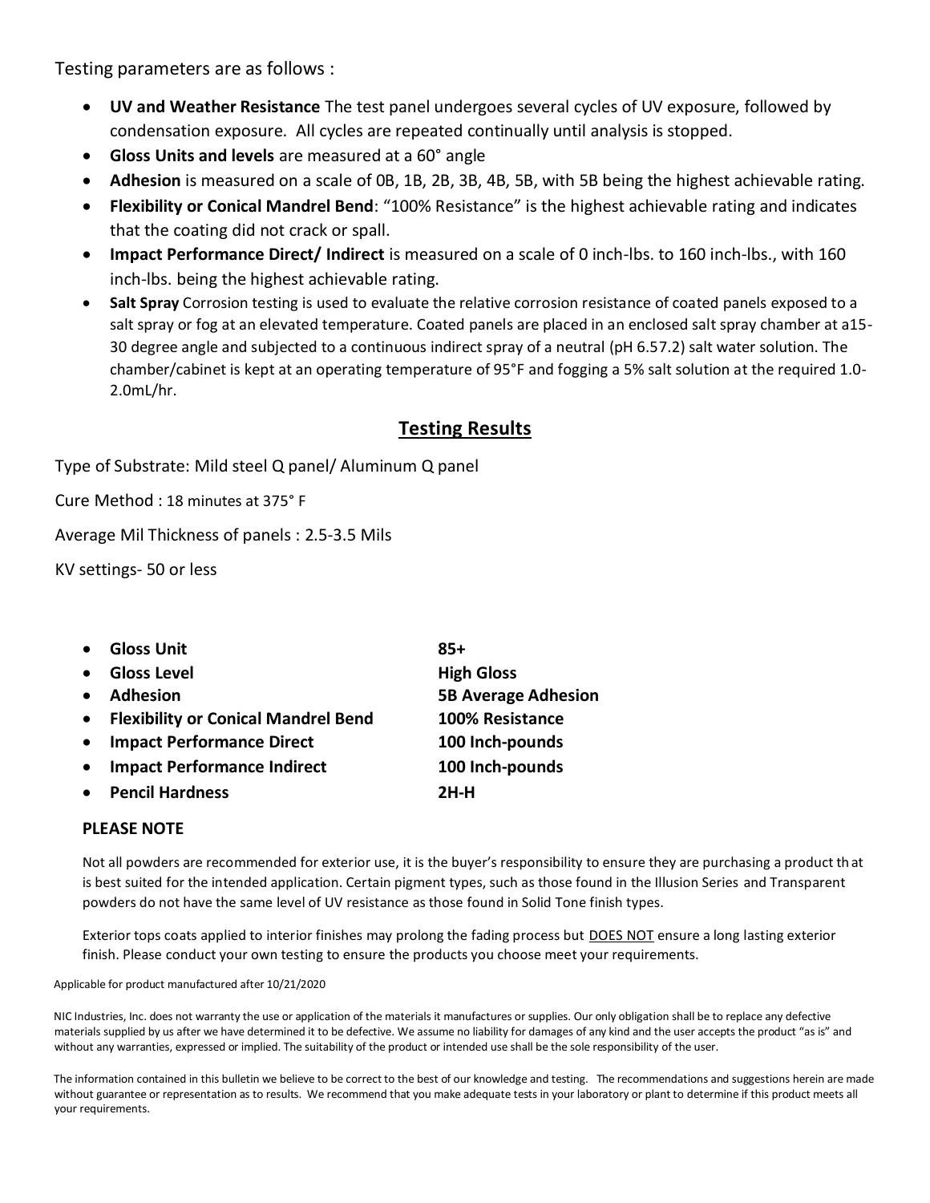Testing parameters are as follows :

- **UV and Weather Resistance** The test panel undergoes several cycles of UV exposure, followed by condensation exposure. All cycles are repeated continually until analysis is stopped.
- **Gloss Units and levels** are measured at a 60° angle
- **Adhesion** is measured on a scale of 0B, 1B, 2B, 3B, 4B, 5B, with 5B being the highest achievable rating.
- **Flexibility or Conical Mandrel Bend**: "100% Resistance" is the highest achievable rating and indicates that the coating did not crack or spall.
- **Impact Performance Direct/ Indirect** is measured on a scale of 0 inch-lbs. to 160 inch-lbs., with 160 inch-lbs. being the highest achievable rating.
- **Salt Spray** Corrosion testing is used to evaluate the relative corrosion resistance of coated panels exposed to a salt spray or fog at an elevated temperature. Coated panels are placed in an enclosed salt spray chamber at a15-30 degree angle and subjected to a continuous indirect spray of a neutral (pH 6.57.2) salt water solution. The chamber/cabinet is kept at an operating temperature of 95°F and fogging a 5% salt solution at the required 1.0-2.0mL/hr.

## Testing Results

Type of Substrate: Mild steel Q panel/ Aluminum Q panel

Cure Method : 18 minutes at 375° F

Average Mil Thickness of panels : 2.5-3.5 Mils

KV settings- 50 or less

- **Gloss Unit** **85+**
- **Gloss Level** **High Gloss**
- **Adhesion** **5B Average Adhesion**
- **Flexibility or Conical Mandrel Bend** **100% Resistance**
- **Impact Performance Direct** **100 Inch-pounds**
- **Impact Performance Indirect** **100 Inch-pounds**
- **Pencil Hardness** **2H-H**

**PLEASE NOTE**

Not all powders are recommended for exterior use, it is the buyer's responsibility to ensure they are purchasing a product that is best suited for the intended application. Certain pigment types, such as those found in the Illusion Series and Transparent powders do not have the same level of UV resistance as those found in Solid Tone finish types.

Exterior tops coats applied to interior finishes may prolong the fading process but DOES NOT ensure a long lasting exterior finish. Please conduct your own testing to ensure the products you choose meet your requirements.

Applicable for product manufactured after 10/21/2020

NIC Industries, Inc. does not warranty the use or application of the materials it manufactures or supplies. Our only obligation shall be to replace any defective materials supplied by us after we have determined it to be defective. We assume no liability for damages of any kind and the user accepts the product "as is" and without any warranties, expressed or implied. The suitability of the product or intended use shall be the sole responsibility of the user.

The information contained in this bulletin we believe to be correct to the best of our knowledge and testing. The recommendations and suggestions herein are made without guarantee or representation as to results. We recommend that you make adequate tests in your laboratory or plant to determine if this product meets all your requirements.